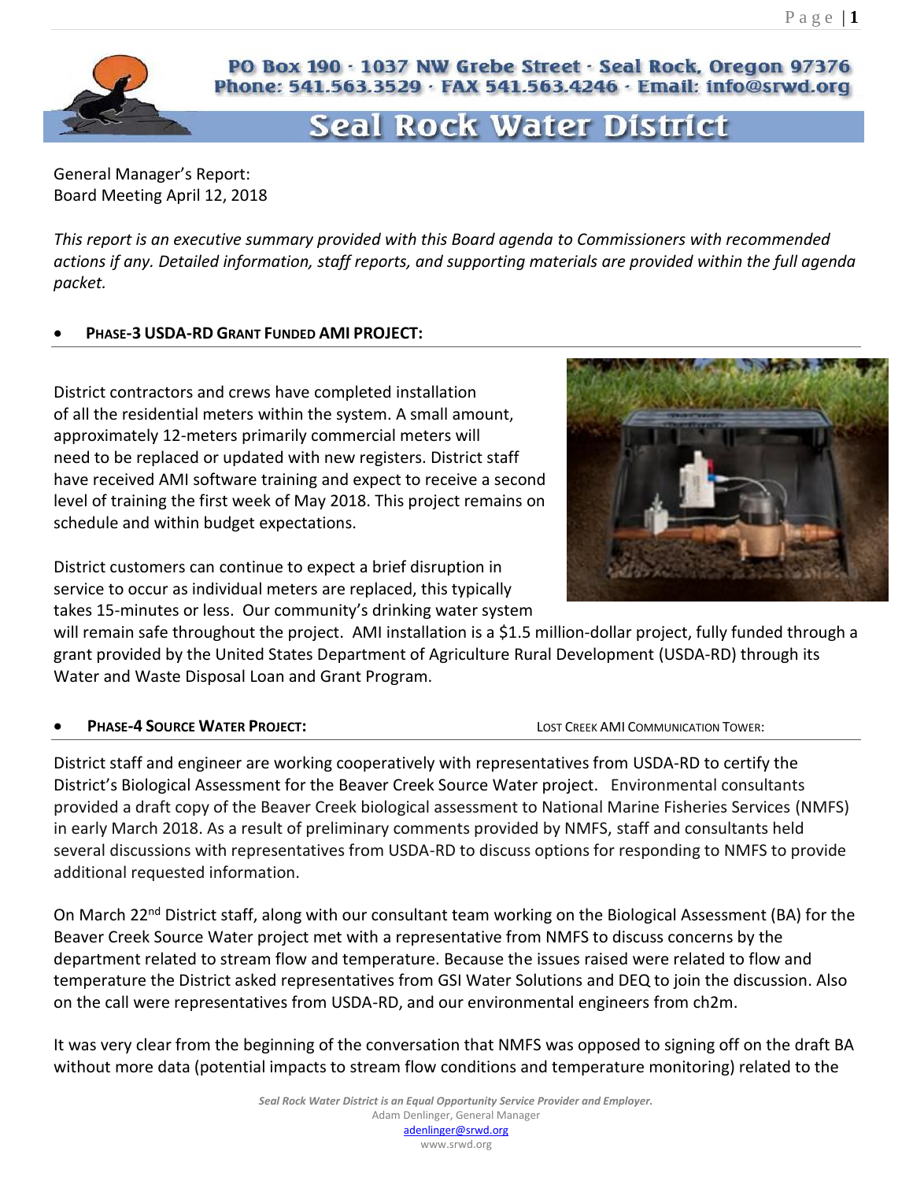PO Box 190 · 1037 NW Grebe Street · Seal Rock, Oregon 97376
Phone: 541.563.3529 · FAX 541.563.4246 · Email: info@srwd.org

# Seal Rock Water District

General Manager's Report:
Board Meeting April 12, 2018

*This report is an executive summary provided with this Board agenda to Commissioners with recommended actions if any. Detailed information, staff reports, and supporting materials are provided within the full agenda packet.*

- **PHASE-3 USDA-RD GRANT FUNDED AMI PROJECT:**

District contractors and crews have completed installation of all the residential meters within the system. A small amount, approximately 12-meters primarily commercial meters will need to be replaced or updated with new registers. District staff have received AMI software training and expect to receive a second level of training the first week of May 2018. This project remains on schedule and within budget expectations.

District customers can continue to expect a brief disruption in service to occur as individual meters are replaced, this typically takes 15-minutes or less. Our community's drinking water system will remain safe throughout the project. AMI installation is a $1.5 million-dollar project, fully funded through a grant provided by the United States Department of Agriculture Rural Development (USDA-RD) through its Water and Waste Disposal Loan and Grant Program.

- **PHASE-4 SOURCE WATER PROJECT:**

LOST CREEK AMI COMMUNICATION TOWER:

District staff and engineer are working cooperatively with representatives from USDA-RD to certify the District's Biological Assessment for the Beaver Creek Source Water project. Environmental consultants provided a draft copy of the Beaver Creek biological assessment to National Marine Fisheries Services (NMFS) in early March 2018. As a result of preliminary comments provided by NMFS, staff and consultants held several discussions with representatives from USDA-RD to discuss options for responding to NMFS to provide additional requested information.

On March 22nd District staff, along with our consultant team working on the Biological Assessment (BA) for the Beaver Creek Source Water project met with a representative from NMFS to discuss concerns by the department related to stream flow and temperature. Because the issues raised were related to flow and temperature the District asked representatives from GSI Water Solutions and DEQ to join the discussion. Also on the call were representatives from USDA-RD, and our environmental engineers from ch2m.

It was very clear from the beginning of the conversation that NMFS was opposed to signing off on the draft BA without more data (potential impacts to stream flow conditions and temperature monitoring) related to the

*Seal Rock Water District is an Equal Opportunity Service Provider and Employer.*
Adam Denlinger, General Manager
adenlinger@srwd.org
www.srwd.org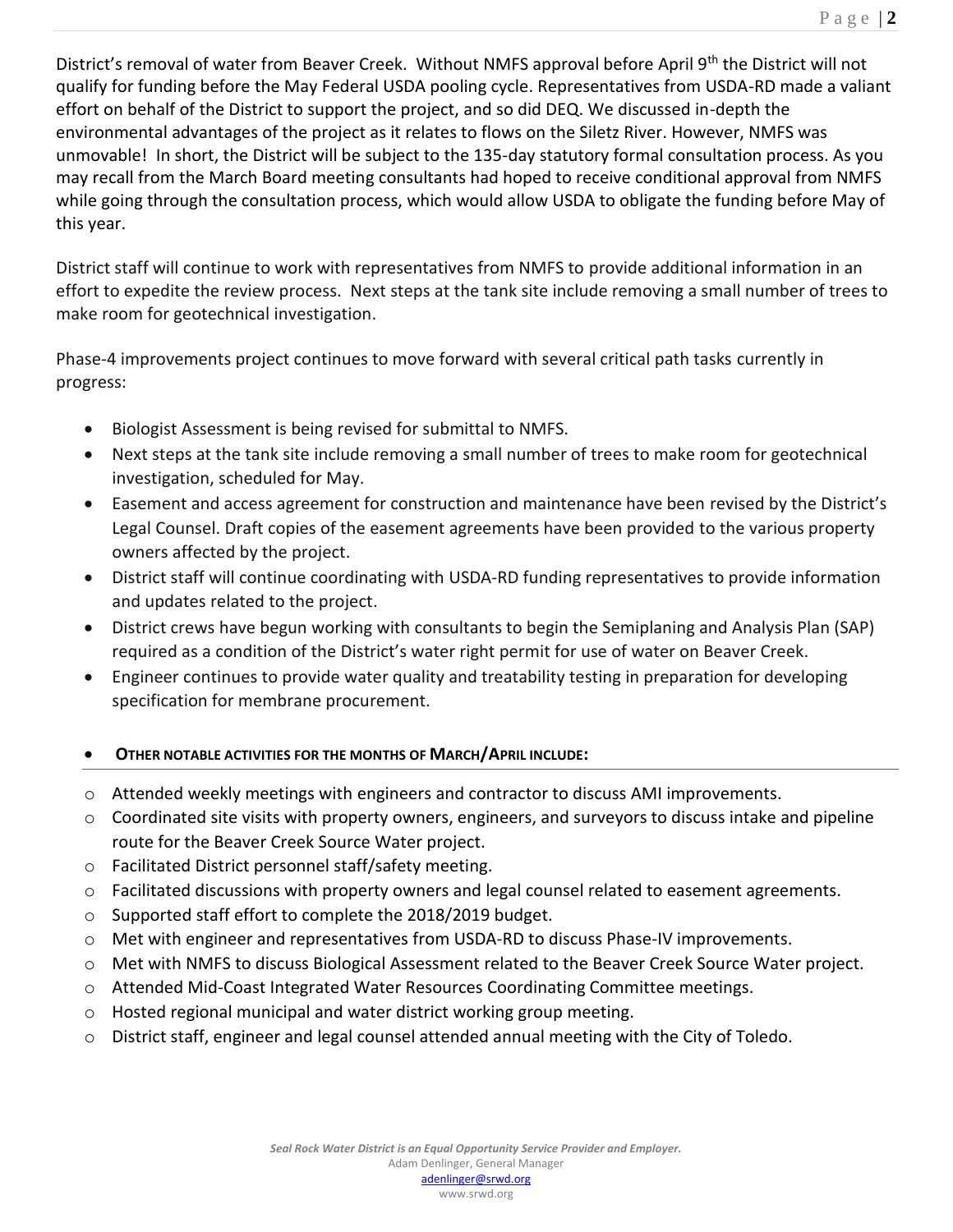District's removal of water from Beaver Creek. Without NMFS approval before April 9th the District will not qualify for funding before the May Federal USDA pooling cycle. Representatives from USDA-RD made a valiant effort on behalf of the District to support the project, and so did DEQ. We discussed in-depth the environmental advantages of the project as it relates to flows on the Siletz River. However, NMFS was unmovable! In short, the District will be subject to the 135-day statutory formal consultation process. As you may recall from the March Board meeting consultants had hoped to receive conditional approval from NMFS while going through the consultation process, which would allow USDA to obligate the funding before May of this year.

District staff will continue to work with representatives from NMFS to provide additional information in an effort to expedite the review process. Next steps at the tank site include removing a small number of trees to make room for geotechnical investigation.

Phase-4 improvements project continues to move forward with several critical path tasks currently in progress:

- Biologist Assessment is being revised for submittal to NMFS.
- Next steps at the tank site include removing a small number of trees to make room for geotechnical investigation, scheduled for May.
- Easement and access agreement for construction and maintenance have been revised by the District's Legal Counsel. Draft copies of the easement agreements have been provided to the various property owners affected by the project.
- District staff will continue coordinating with USDA-RD funding representatives to provide information and updates related to the project.
- District crews have begun working with consultants to begin the Semiplaning and Analysis Plan (SAP) required as a condition of the District's water right permit for use of water on Beaver Creek.
- Engineer continues to provide water quality and treatability testing in preparation for developing specification for membrane procurement.

- **OTHER NOTABLE ACTIVITIES FOR THE MONTHS OF MARCH/APRIL INCLUDE:**

---

- Attended weekly meetings with engineers and contractor to discuss AMI improvements.
- Coordinated site visits with property owners, engineers, and surveyors to discuss intake and pipeline route for the Beaver Creek Source Water project.
- Facilitated District personnel staff/safety meeting.
- Facilitated discussions with property owners and legal counsel related to easement agreements.
- Supported staff effort to complete the 2018/2019 budget.
- Met with engineer and representatives from USDA-RD to discuss Phase-IV improvements.
- Met with NMFS to discuss Biological Assessment related to the Beaver Creek Source Water project.
- Attended Mid-Coast Integrated Water Resources Coordinating Committee meetings.
- Hosted regional municipal and water district working group meeting.
- District staff, engineer and legal counsel attended annual meeting with the City of Toledo.

*Seal Rock Water District is an Equal Opportunity Service Provider and Employer.*
Adam Denlinger, General Manager
adenlinger@srwd.org
www.srwd.org